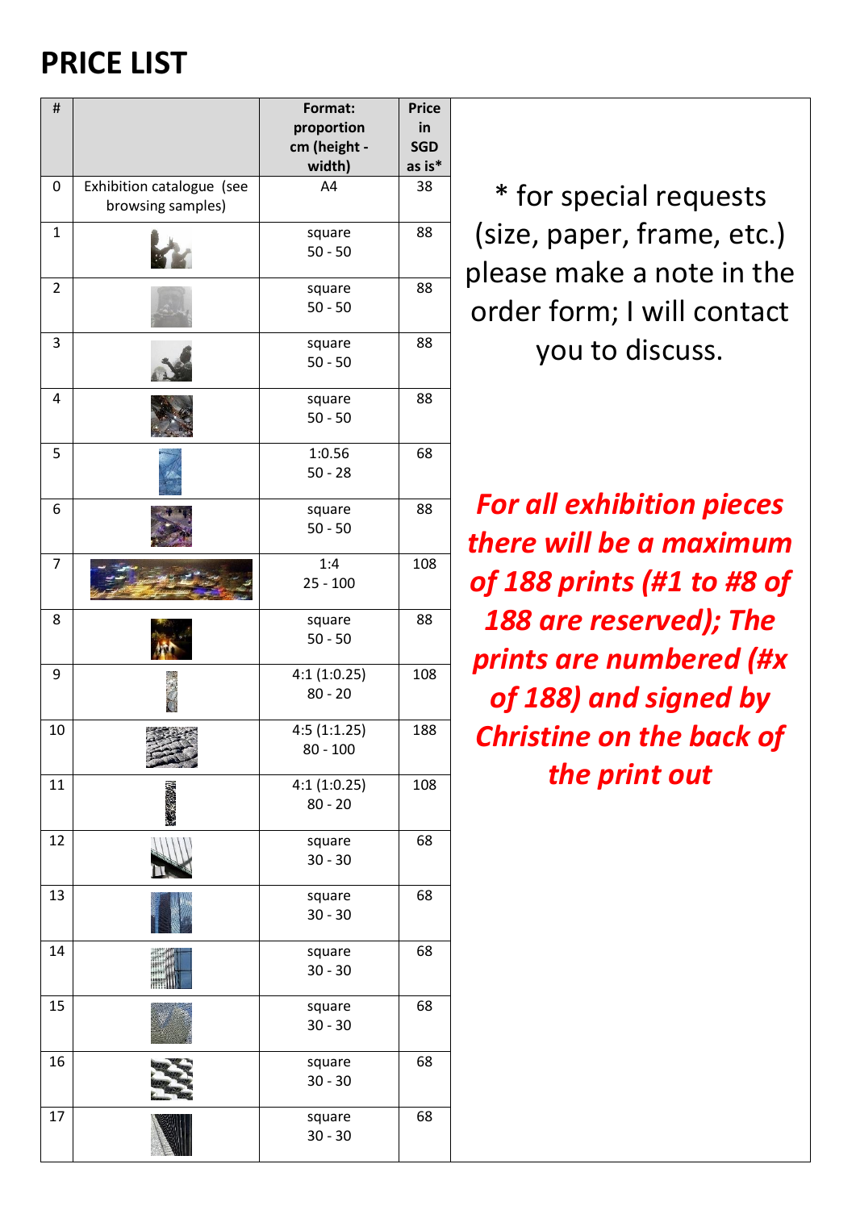# PRICE LIST

| # | | Format: proportion cm (height - width) | Price in SGD as is* |
|---|---|---|---|
| 0 | Exhibition catalogue (see browsing samples) | A4 | 38 |
| 1 | | square 50 - 50 | 88 |
| 2 | | square 50 - 50 | 88 |
| 3 | | square 50 - 50 | 88 |
| 4 | | square 50 - 50 | 88 |
| 5 | | 1:0.56 50 - 28 | 68 |
| 6 | | square 50 - 50 | 88 |
| 7 | | 1:4 25 - 100 | 108 |
| 8 | | square 50 - 50 | 88 |
| 9 | | 4:1 (1:0.25) 80 - 20 | 108 |
| 10 | | 4:5 (1:1.25) 80 - 100 | 188 |
| 11 | | 4:1 (1:0.25) 80 - 20 | 108 |
| 12 | | square 30 - 30 | 68 |
| 13 | | square 30 - 30 | 68 |
| 14 | | square 30 - 30 | 68 |
| 15 | | square 30 - 30 | 68 |
| 16 | | square 30 - 30 | 68 |
| 17 | | square 30 - 30 | 68 |

* for special requests (size, paper, frame, etc.) please make a note in the order form; I will contact you to discuss.

***For all exhibition pieces there will be a maximum of 188 prints (#1 to #8 of 188 are reserved); The prints are numbered (#x of 188) and signed by Christine on the back of the print out***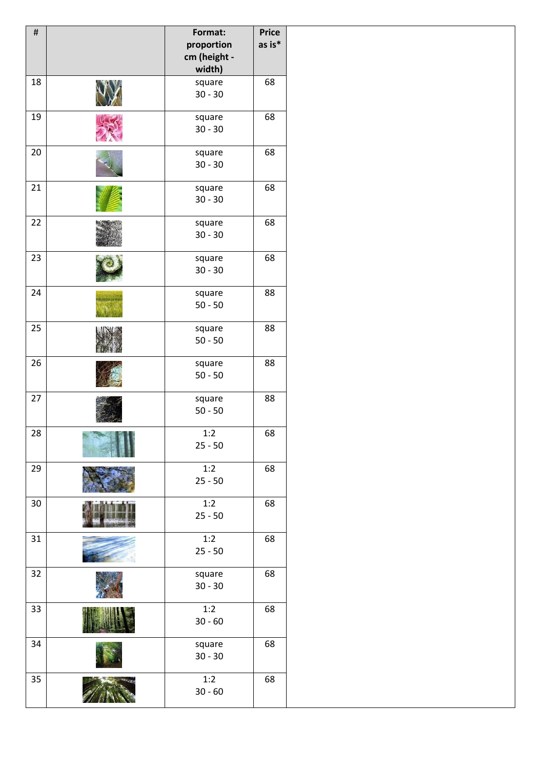| # | | Format: proportion cm (height - width) | Price as is* |
|---|---|---|---|
| 18 | | square 30 - 30 | 68 |
| 19 | | square 30 - 30 | 68 |
| 20 | | square 30 - 30 | 68 |
| 21 | | square 30 - 30 | 68 |
| 22 | | square 30 - 30 | 68 |
| 23 | | square 30 - 30 | 68 |
| 24 | | square 50 - 50 | 88 |
| 25 | | square 50 - 50 | 88 |
| 26 | | square 50 - 50 | 88 |
| 27 | | square 50 - 50 | 88 |
| 28 | | 1:2 25 - 50 | 68 |
| 29 | | 1:2 25 - 50 | 68 |
| 30 | | 1:2 25 - 50 | 68 |
| 31 | | 1:2 25 - 50 | 68 |
| 32 | | square 30 - 30 | 68 |
| 33 | | 1:2 30 - 60 | 68 |
| 34 | | square 30 - 30 | 68 |
| 35 | | 1:2 30 - 60 | 68 |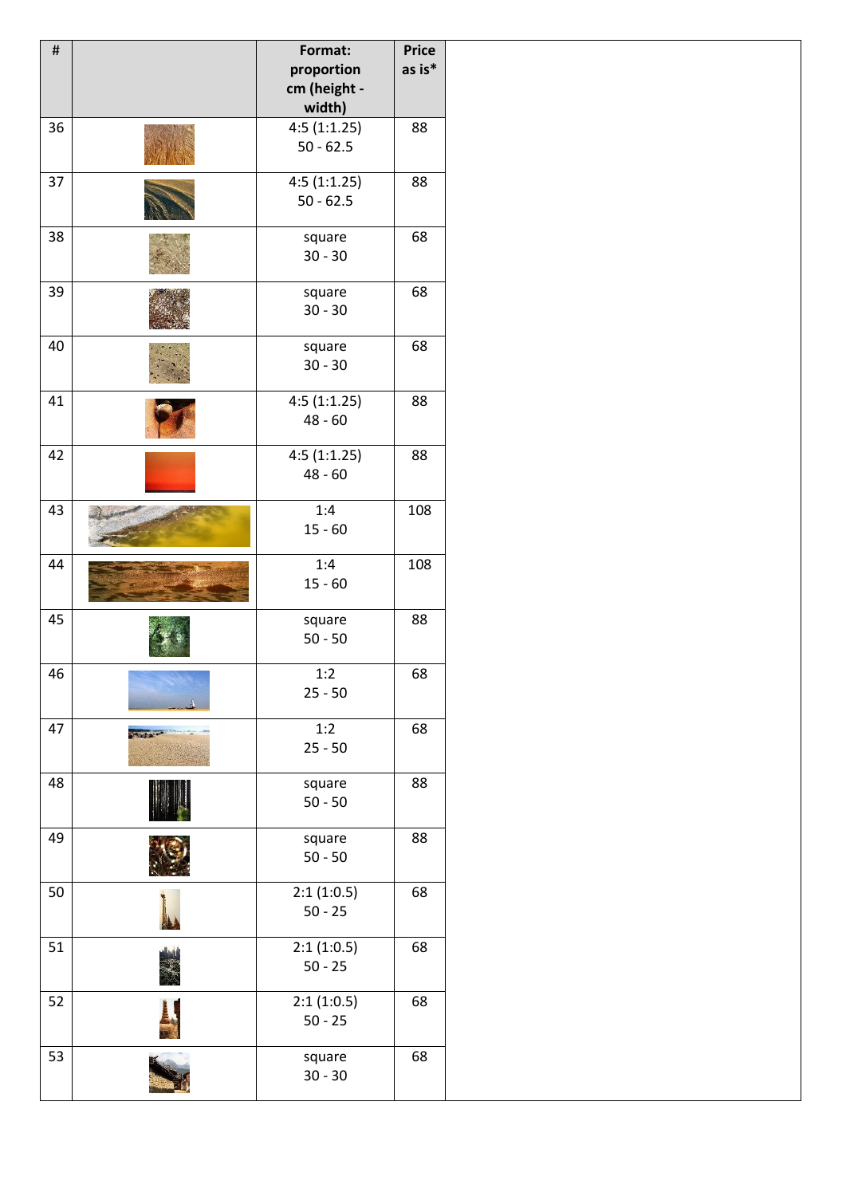| # | | Format: proportion cm (height - width) | Price as is* |
|---|---|---|---|
| 36 | | 4:5 (1:1.25) 50 - 62.5 | 88 |
| 37 | | 4:5 (1:1.25) 50 - 62.5 | 88 |
| 38 | | square 30 - 30 | 68 |
| 39 | | square 30 - 30 | 68 |
| 40 | | square 30 - 30 | 68 |
| 41 | | 4:5 (1:1.25) 48 - 60 | 88 |
| 42 | | 4:5 (1:1.25) 48 - 60 | 88 |
| 43 | | 1:4 15 - 60 | 108 |
| 44 | | 1:4 15 - 60 | 108 |
| 45 | | square 50 - 50 | 88 |
| 46 | | 1:2 25 - 50 | 68 |
| 47 | | 1:2 25 - 50 | 68 |
| 48 | | square 50 - 50 | 88 |
| 49 | | square 50 - 50 | 88 |
| 50 | | 2:1 (1:0.5) 50 - 25 | 68 |
| 51 | | 2:1 (1:0.5) 50 - 25 | 68 |
| 52 | | 2:1 (1:0.5) 50 - 25 | 68 |
| 53 | | square 30 - 30 | 68 |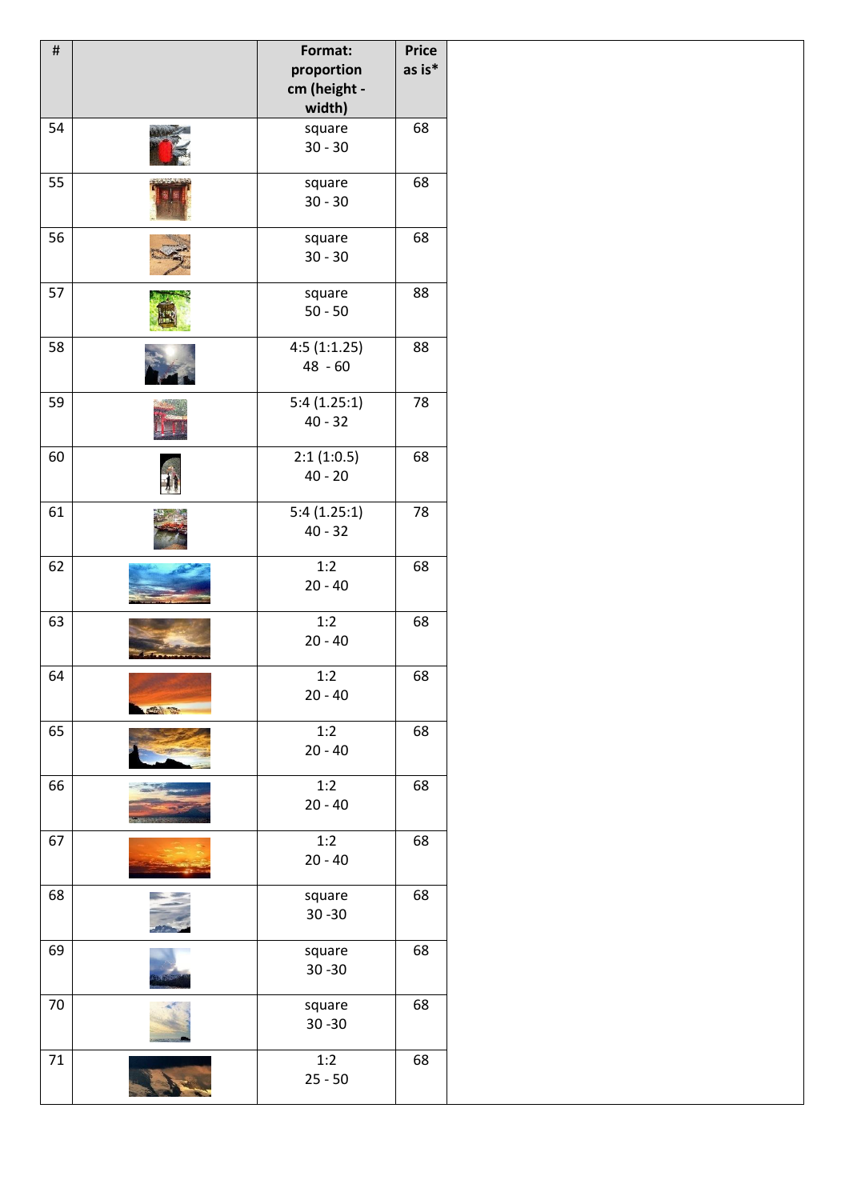| # | | Format: proportion cm (height - width) | Price as is* |
|---|---|---|---|
| 54 | | square 30 - 30 | 68 |
| 55 | | square 30 - 30 | 68 |
| 56 | | square 30 - 30 | 68 |
| 57 | | square 50 - 50 | 88 |
| 58 | | 4:5 (1:1.25) 48 - 60 | 88 |
| 59 | | 5:4 (1.25:1) 40 - 32 | 78 |
| 60 | | 2:1 (1:0.5) 40 - 20 | 68 |
| 61 | | 5:4 (1.25:1) 40 - 32 | 78 |
| 62 | | 1:2 20 - 40 | 68 |
| 63 | | 1:2 20 - 40 | 68 |
| 64 | | 1:2 20 - 40 | 68 |
| 65 | | 1:2 20 - 40 | 68 |
| 66 | | 1:2 20 - 40 | 68 |
| 67 | | 1:2 20 - 40 | 68 |
| 68 | | square 30 -30 | 68 |
| 69 | | square 30 -30 | 68 |
| 70 | | square 30 -30 | 68 |
| 71 | | 1:2 25 - 50 | 68 |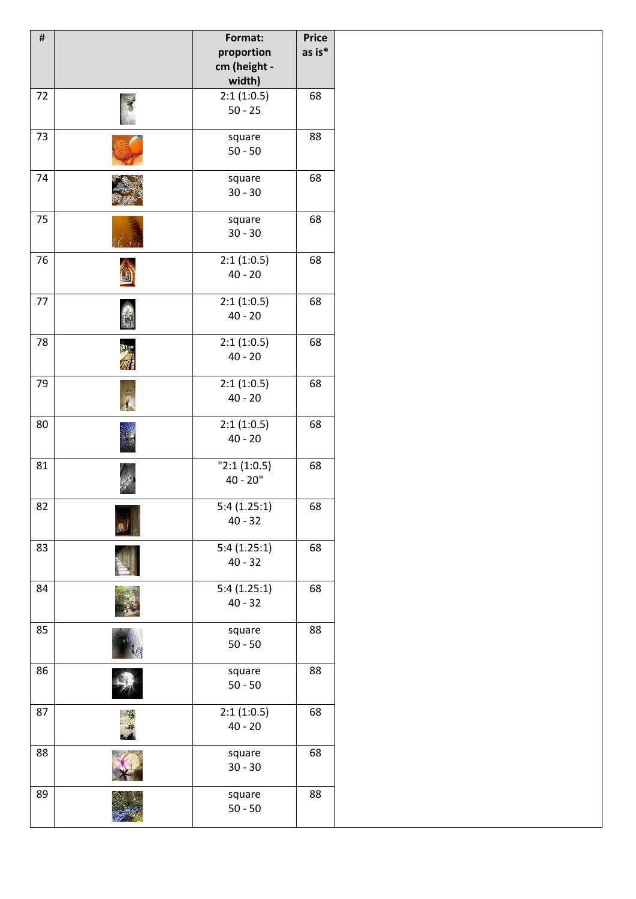| # | | Format: proportion cm (height - width) | Price as is* | |
|---|---|---|---|---|
| 72 | | 2:1 (1:0.5)<br>50 - 25 | 68 | |
| 73 | | square<br>50 - 50 | 88 | |
| 74 | | square<br>30 - 30 | 68 | |
| 75 | | square<br>30 - 30 | 68 | |
| 76 | | 2:1 (1:0.5)<br>40 - 20 | 68 | |
| 77 | | 2:1 (1:0.5)<br>40 - 20 | 68 | |
| 78 | | 2:1 (1:0.5)<br>40 - 20 | 68 | |
| 79 | | 2:1 (1:0.5)<br>40 - 20 | 68 | |
| 80 | | 2:1 (1:0.5)<br>40 - 20 | 68 | |
| 81 | | "2:1 (1:0.5)<br>40 - 20" | 68 | |
| 82 | | 5:4 (1.25:1)<br>40 - 32 | 68 | |
| 83 | | 5:4 (1.25:1)<br>40 - 32 | 68 | |
| 84 | | 5:4 (1.25:1)<br>40 - 32 | 68 | |
| 85 | | square<br>50 - 50 | 88 | |
| 86 | | square<br>50 - 50 | 88 | |
| 87 | | 2:1 (1:0.5)<br>40 - 20 | 68 | |
| 88 | | square<br>30 - 30 | 68 | |
| 89 | | square<br>50 - 50 | 88 | |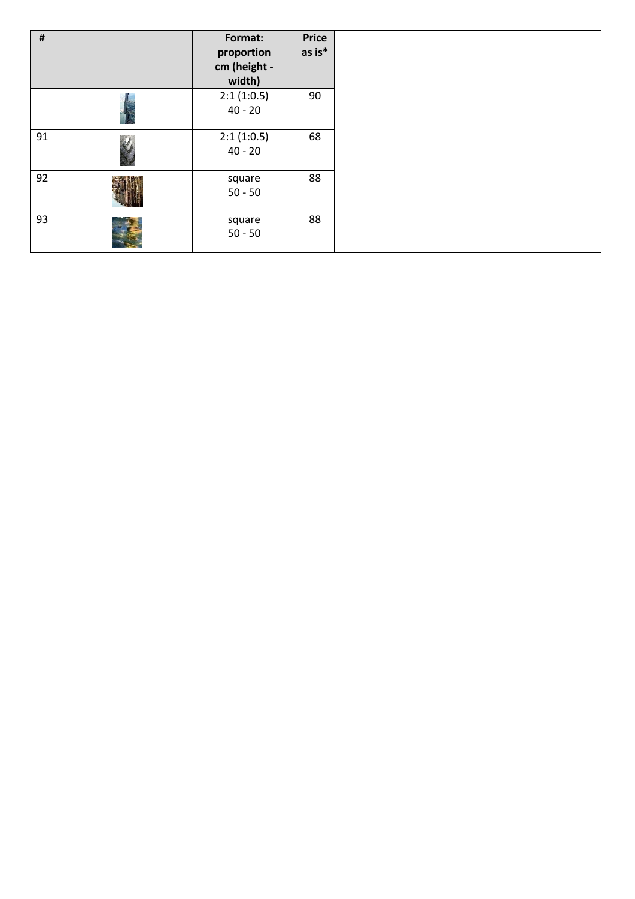| # | | Format: proportion cm (height - width) | Price as is* | |
|---|---|---|---|---|
| | | 2:1 (1:0.5)<br>40 - 20 | 90 | |
| 91 | | 2:1 (1:0.5)<br>40 - 20 | 68 | |
| 92 | | square<br>50 - 50 | 88 | |
| 93 | | square<br>50 - 50 | 88 | |